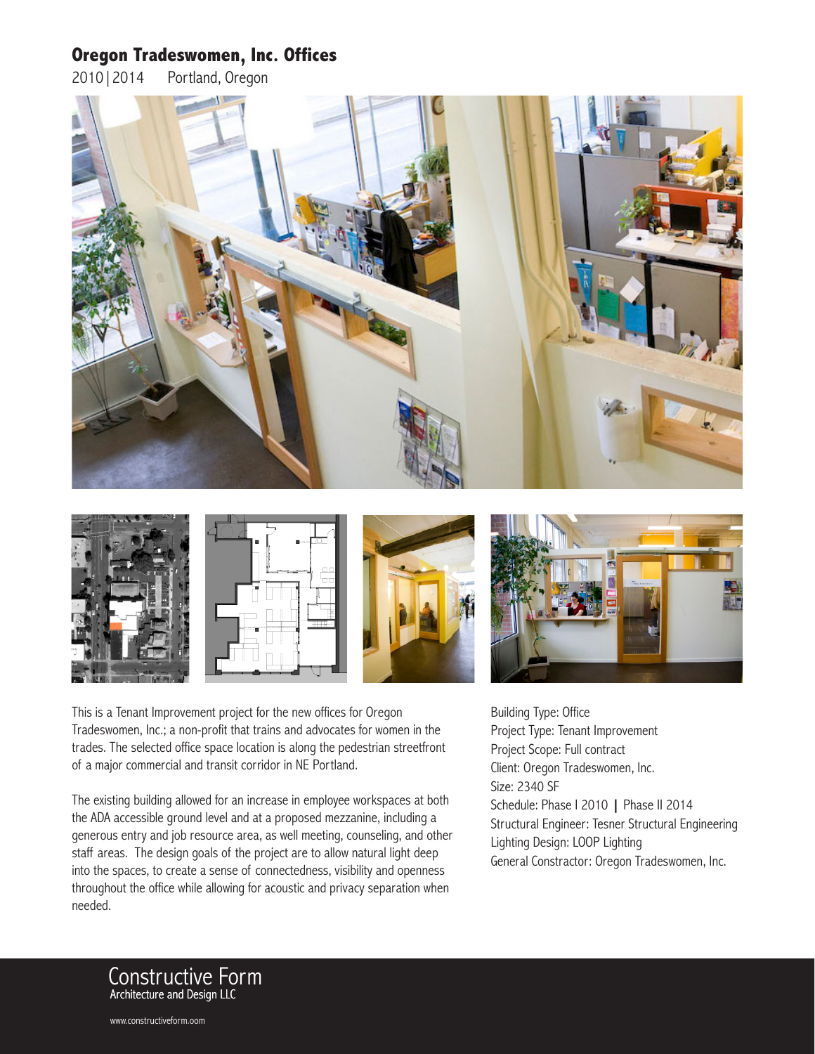# Oregon Tradeswomen, Inc. Offices

2010 | 2014    Portland, Oregon

This is a Tenant Improvement project for the new offices for Oregon Tradeswomen, Inc.; a non-profit that trains and advocates for women in the trades. The selected office space location is along the pedestrian streetfront of a major commercial and transit corridor in NE Portland.

The existing building allowed for an increase in employee workspaces at both the ADA accessible ground level and at a proposed mezzanine, including a generous entry and job resource area, as well meeting, counseling, and other staff areas. The design goals of the project are to allow natural light deep into the spaces, to create a sense of connectedness, visibility and openness throughout the office while allowing for acoustic and privacy separation when needed.

Building Type: Office
Project Type: Tenant Improvement
Project Scope: Full contract
Client: Oregon Tradeswomen, Inc.
Size: 2340 SF
Schedule: Phase I 2010 | Phase II 2014
Structural Engineer: Tesner Structural Engineering
Lighting Design: LOOP Lighting
General Constractor: Oregon Tradeswomen, Inc.

Constructive Form
Architecture and Design LLC

www.constructiveform.com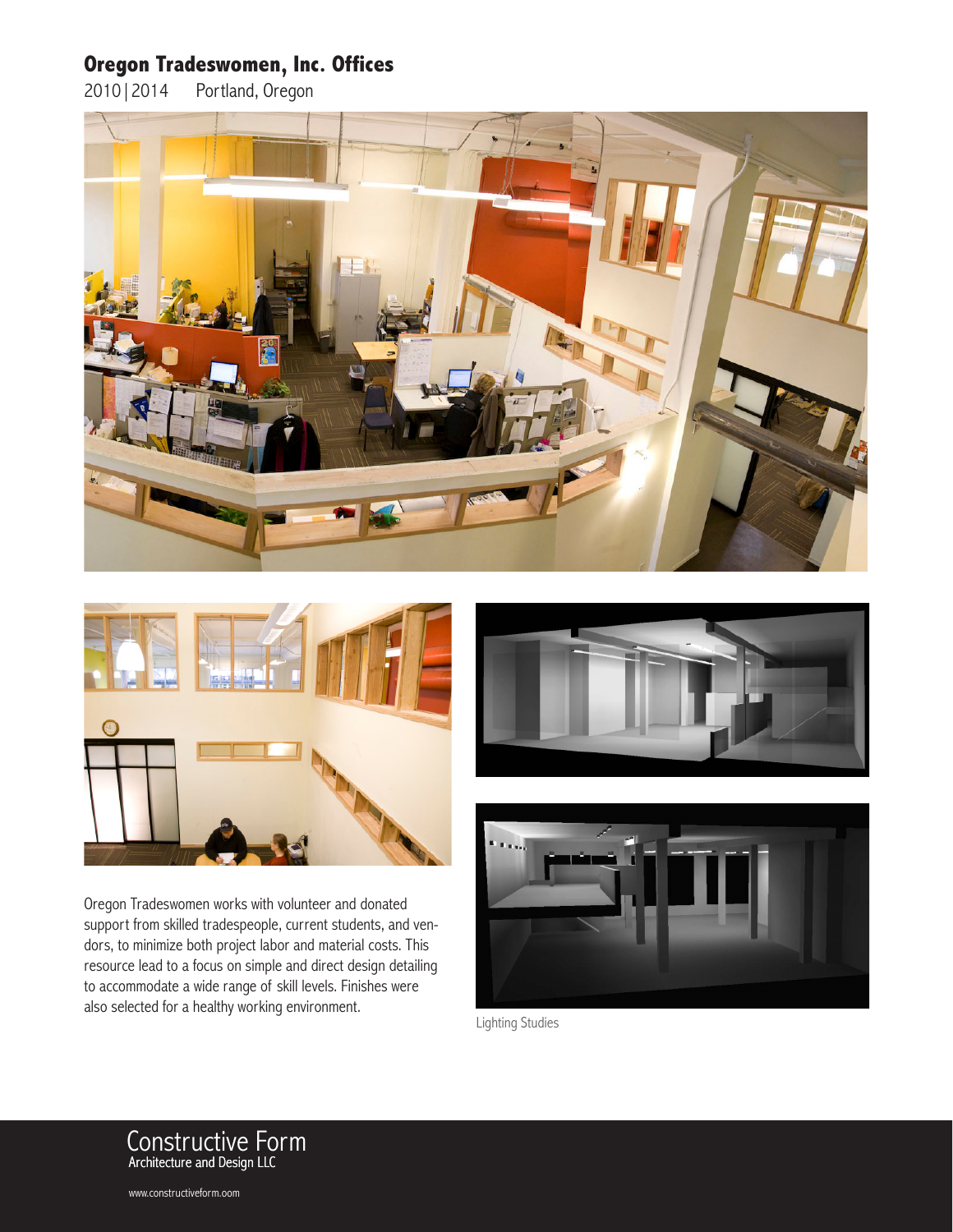# Oregon Tradeswomen, Inc. Offices

2010 | 2014    Portland, Oregon

Oregon Tradeswomen works with volunteer and donated support from skilled tradespeople, current students, and vendors, to minimize both project labor and material costs. This resource lead to a focus on simple and direct design detailing to accommodate a wide range of skill levels. Finishes were also selected for a healthy working environment.

Lighting Studies

Constructive Form
Architecture and Design LLC

www.constructiveform.com